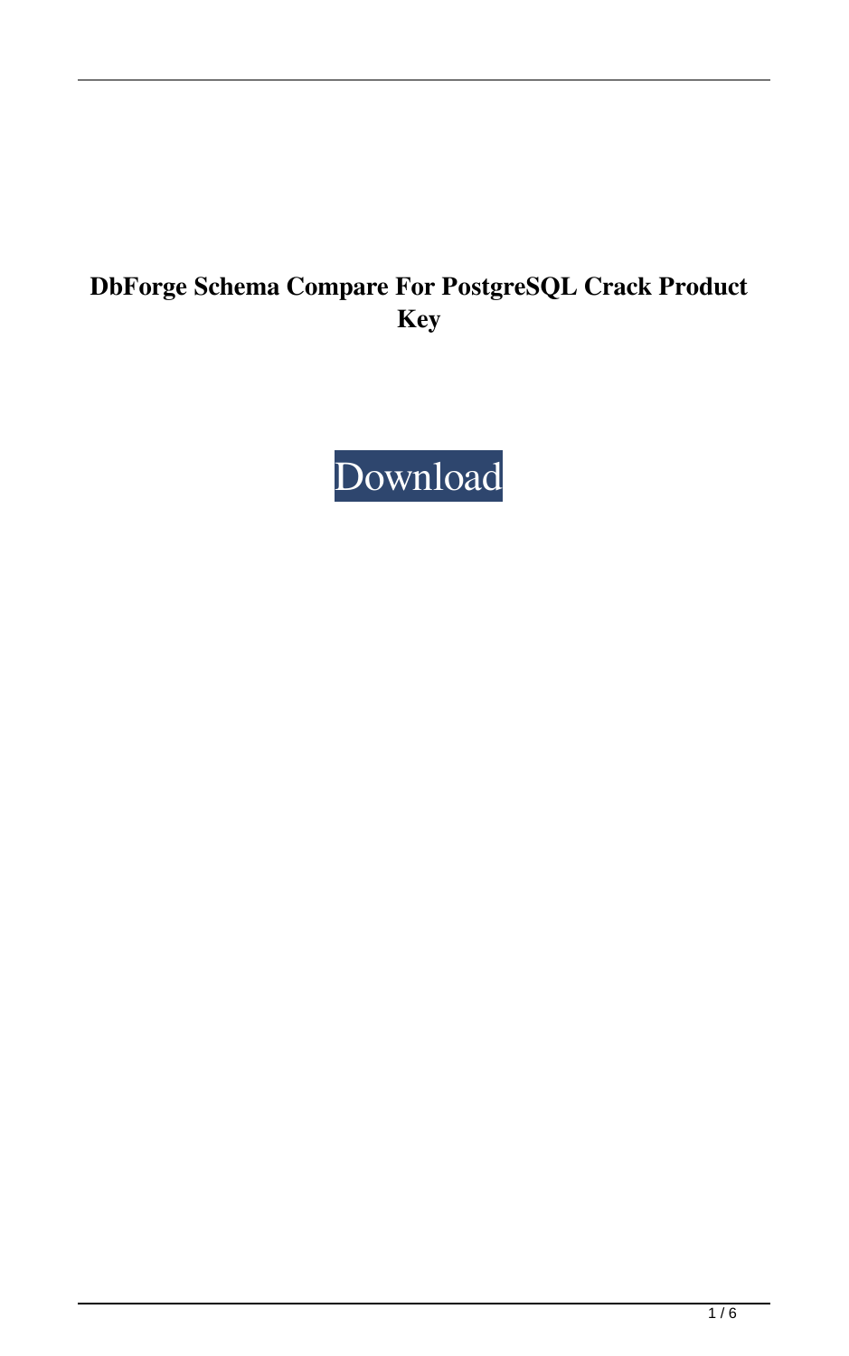# DbForge Schema Compare For PostgreSQL Crack Product Key

Download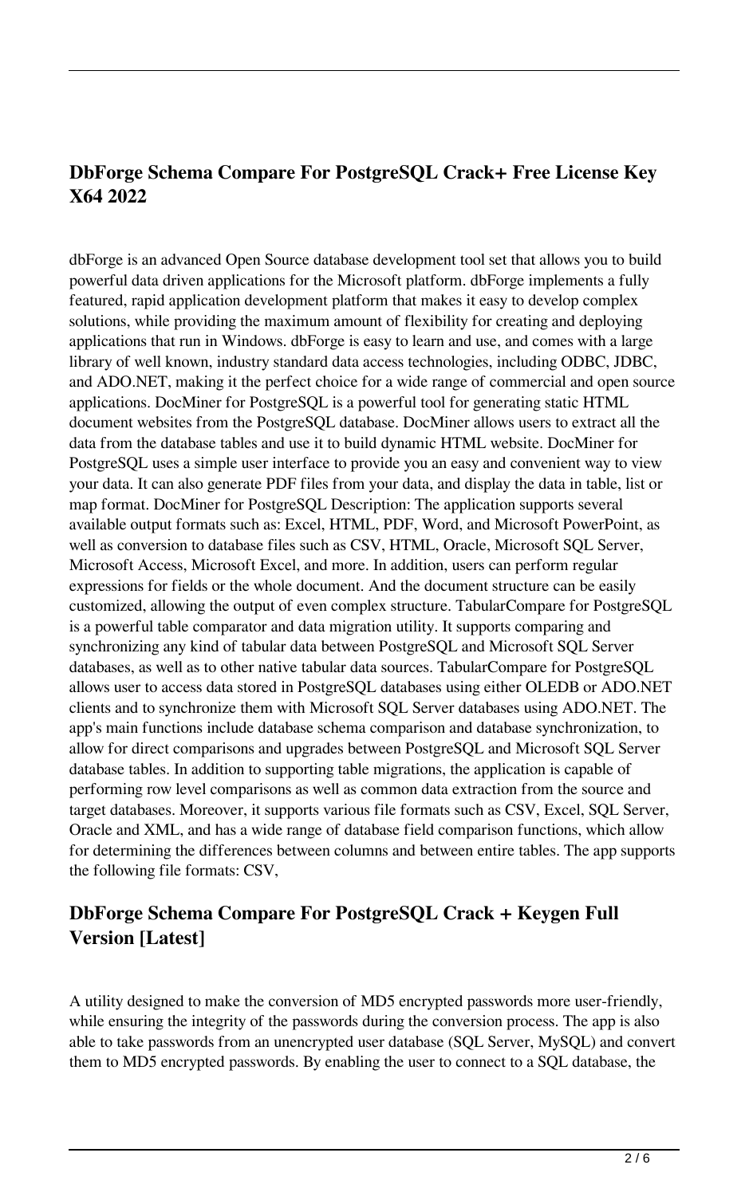## DbForge Schema Compare For PostgreSQL Crack+ Free License Key X64 2022

dbForge is an advanced Open Source database development tool set that allows you to build powerful data driven applications for the Microsoft platform. dbForge implements a fully featured, rapid application development platform that makes it easy to develop complex solutions, while providing the maximum amount of flexibility for creating and deploying applications that run in Windows. dbForge is easy to learn and use, and comes with a large library of well known, industry standard data access technologies, including ODBC, JDBC, and ADO.NET, making it the perfect choice for a wide range of commercial and open source applications. DocMiner for PostgreSQL is a powerful tool for generating static HTML document websites from the PostgreSQL database. DocMiner allows users to extract all the data from the database tables and use it to build dynamic HTML website. DocMiner for PostgreSQL uses a simple user interface to provide you an easy and convenient way to view your data. It can also generate PDF files from your data, and display the data in table, list or map format. DocMiner for PostgreSQL Description: The application supports several available output formats such as: Excel, HTML, PDF, Word, and Microsoft PowerPoint, as well as conversion to database files such as CSV, HTML, Oracle, Microsoft SQL Server, Microsoft Access, Microsoft Excel, and more. In addition, users can perform regular expressions for fields or the whole document. And the document structure can be easily customized, allowing the output of even complex structure. TabularCompare for PostgreSQL is a powerful table comparator and data migration utility. It supports comparing and synchronizing any kind of tabular data between PostgreSQL and Microsoft SQL Server databases, as well as to other native tabular data sources. TabularCompare for PostgreSQL allows user to access data stored in PostgreSQL databases using either OLEDB or ADO.NET clients and to synchronize them with Microsoft SQL Server databases using ADO.NET. The app's main functions include database schema comparison and database synchronization, to allow for direct comparisons and upgrades between PostgreSQL and Microsoft SQL Server database tables. In addition to supporting table migrations, the application is capable of performing row level comparisons as well as common data extraction from the source and target databases. Moreover, it supports various file formats such as CSV, Excel, SQL Server, Oracle and XML, and has a wide range of database field comparison functions, which allow for determining the differences between columns and between entire tables. The app supports the following file formats: CSV,

## DbForge Schema Compare For PostgreSQL Crack + Keygen Full Version [Latest]

A utility designed to make the conversion of MD5 encrypted passwords more user-friendly, while ensuring the integrity of the passwords during the conversion process. The app is also able to take passwords from an unencrypted user database (SQL Server, MySQL) and convert them to MD5 encrypted passwords. By enabling the user to connect to a SQL database, the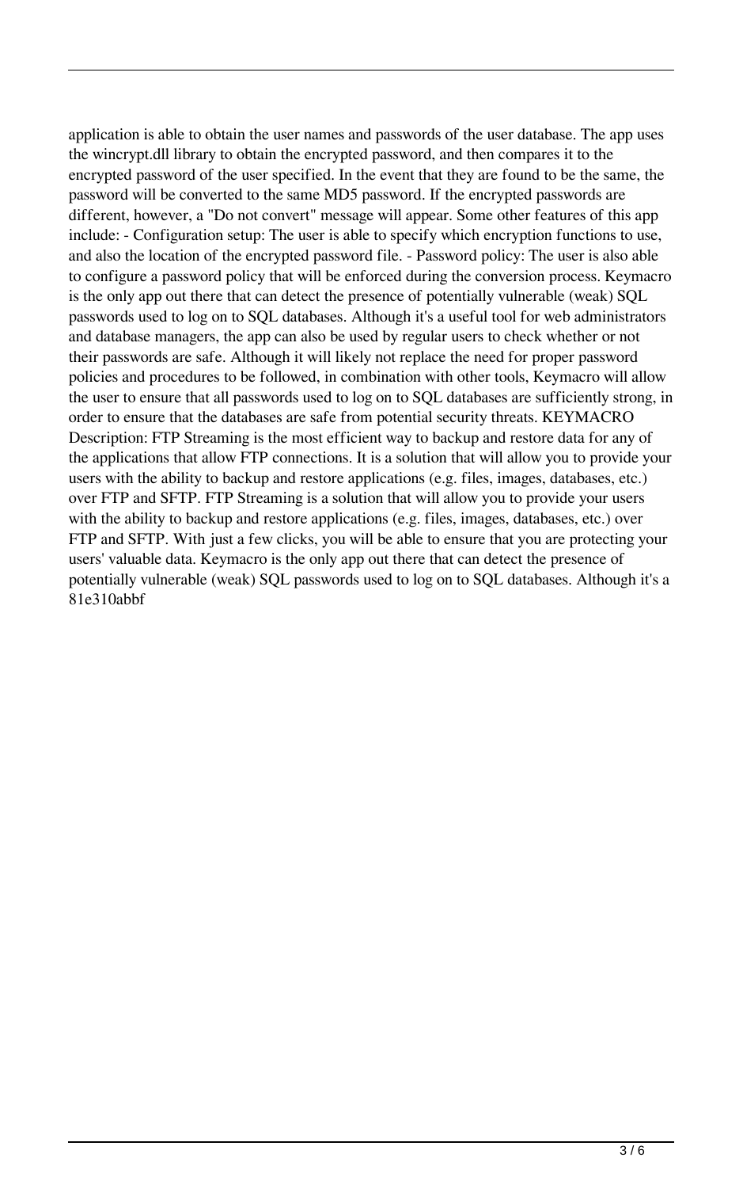application is able to obtain the user names and passwords of the user database. The app uses the wincrypt.dll library to obtain the encrypted password, and then compares it to the encrypted password of the user specified. In the event that they are found to be the same, the password will be converted to the same MD5 password. If the encrypted passwords are different, however, a "Do not convert" message will appear. Some other features of this app include: - Configuration setup: The user is able to specify which encryption functions to use, and also the location of the encrypted password file. - Password policy: The user is also able to configure a password policy that will be enforced during the conversion process. Keymacro is the only app out there that can detect the presence of potentially vulnerable (weak) SQL passwords used to log on to SQL databases. Although it's a useful tool for web administrators and database managers, the app can also be used by regular users to check whether or not their passwords are safe. Although it will likely not replace the need for proper password policies and procedures to be followed, in combination with other tools, Keymacro will allow the user to ensure that all passwords used to log on to SQL databases are sufficiently strong, in order to ensure that the databases are safe from potential security threats. KEYMACRO Description: FTP Streaming is the most efficient way to backup and restore data for any of the applications that allow FTP connections. It is a solution that will allow you to provide your users with the ability to backup and restore applications (e.g. files, images, databases, etc.) over FTP and SFTP. FTP Streaming is a solution that will allow you to provide your users with the ability to backup and restore applications (e.g. files, images, databases, etc.) over FTP and SFTP. With just a few clicks, you will be able to ensure that you are protecting your users' valuable data. Keymacro is the only app out there that can detect the presence of potentially vulnerable (weak) SQL passwords used to log on to SQL databases. Although it's a 81e310abbf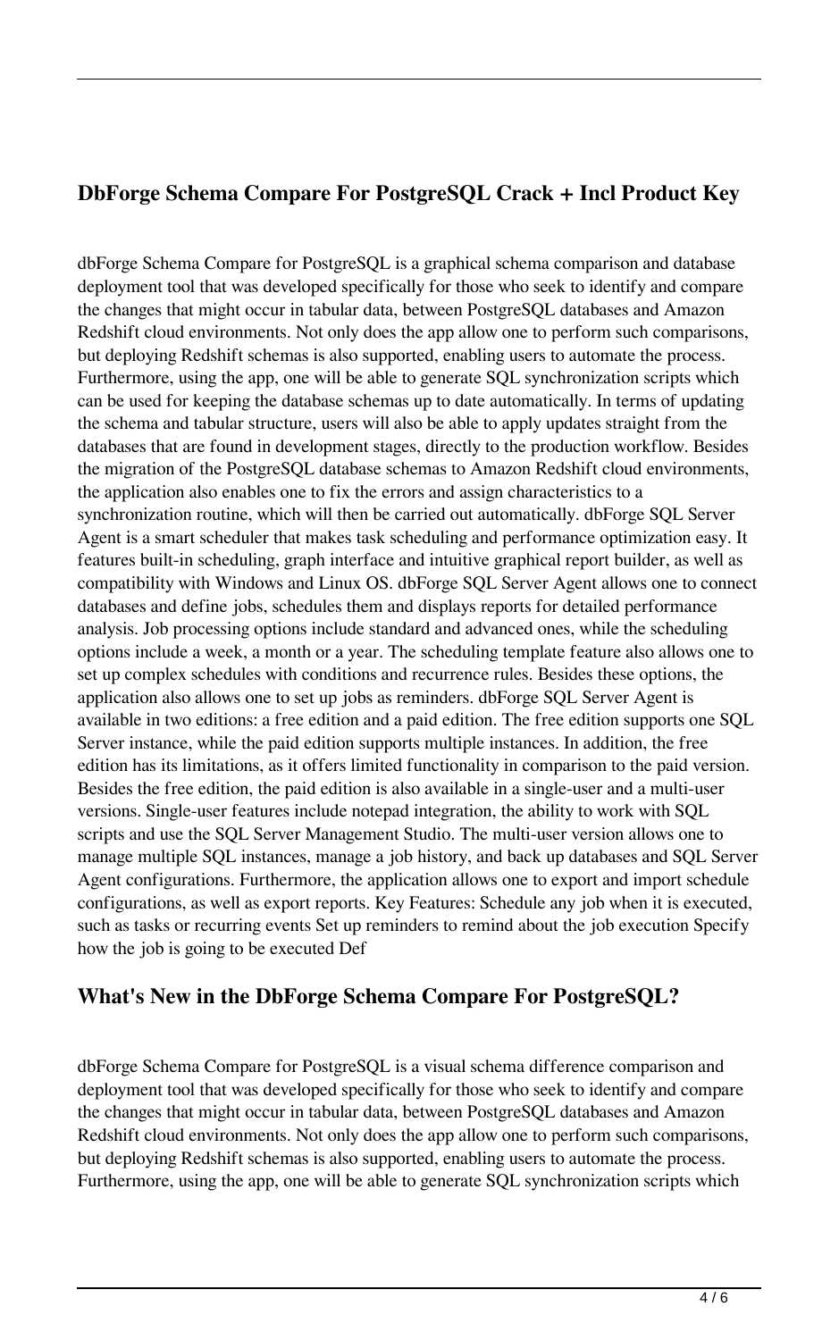## DbForge Schema Compare For PostgreSQL Crack + Incl Product Key

dbForge Schema Compare for PostgreSQL is a graphical schema comparison and database deployment tool that was developed specifically for those who seek to identify and compare the changes that might occur in tabular data, between PostgreSQL databases and Amazon Redshift cloud environments. Not only does the app allow one to perform such comparisons, but deploying Redshift schemas is also supported, enabling users to automate the process. Furthermore, using the app, one will be able to generate SQL synchronization scripts which can be used for keeping the database schemas up to date automatically. In terms of updating the schema and tabular structure, users will also be able to apply updates straight from the databases that are found in development stages, directly to the production workflow. Besides the migration of the PostgreSQL database schemas to Amazon Redshift cloud environments, the application also enables one to fix the errors and assign characteristics to a synchronization routine, which will then be carried out automatically. dbForge SQL Server Agent is a smart scheduler that makes task scheduling and performance optimization easy. It features built-in scheduling, graph interface and intuitive graphical report builder, as well as compatibility with Windows and Linux OS. dbForge SQL Server Agent allows one to connect databases and define jobs, schedules them and displays reports for detailed performance analysis. Job processing options include standard and advanced ones, while the scheduling options include a week, a month or a year. The scheduling template feature also allows one to set up complex schedules with conditions and recurrence rules. Besides these options, the application also allows one to set up jobs as reminders. dbForge SQL Server Agent is available in two editions: a free edition and a paid edition. The free edition supports one SQL Server instance, while the paid edition supports multiple instances. In addition, the free edition has its limitations, as it offers limited functionality in comparison to the paid version. Besides the free edition, the paid edition is also available in a single-user and a multi-user versions. Single-user features include notepad integration, the ability to work with SQL scripts and use the SQL Server Management Studio. The multi-user version allows one to manage multiple SQL instances, manage a job history, and back up databases and SQL Server Agent configurations. Furthermore, the application allows one to export and import schedule configurations, as well as export reports. Key Features: Schedule any job when it is executed, such as tasks or recurring events Set up reminders to remind about the job execution Specify how the job is going to be executed Def

## What's New in the DbForge Schema Compare For PostgreSQL?

dbForge Schema Compare for PostgreSQL is a visual schema difference comparison and deployment tool that was developed specifically for those who seek to identify and compare the changes that might occur in tabular data, between PostgreSQL databases and Amazon Redshift cloud environments. Not only does the app allow one to perform such comparisons, but deploying Redshift schemas is also supported, enabling users to automate the process. Furthermore, using the app, one will be able to generate SQL synchronization scripts which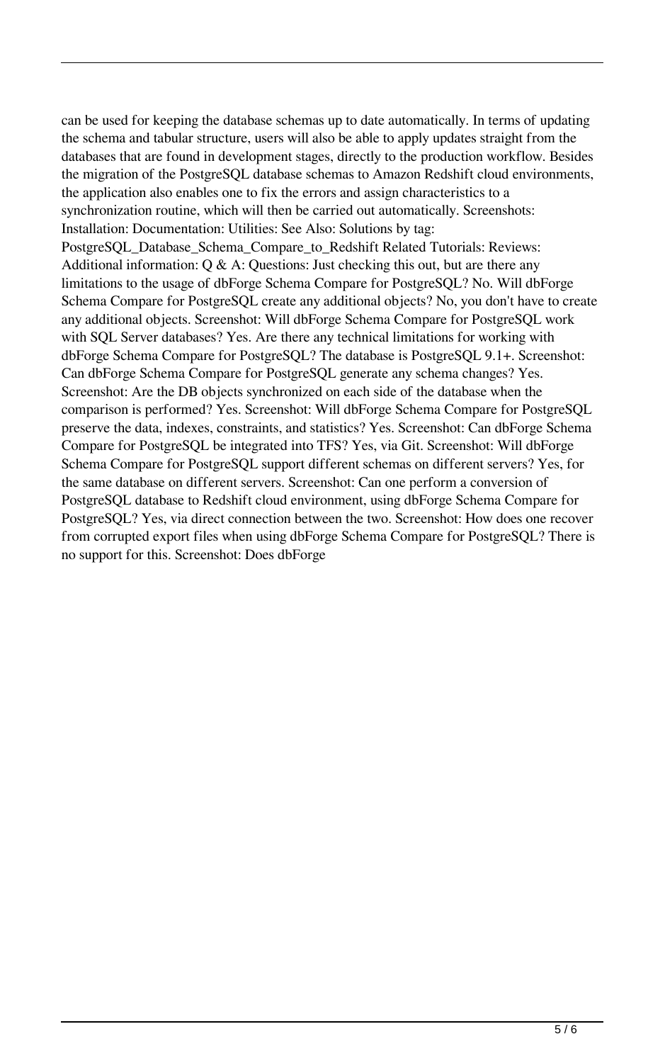can be used for keeping the database schemas up to date automatically. In terms of updating the schema and tabular structure, users will also be able to apply updates straight from the databases that are found in development stages, directly to the production workflow. Besides the migration of the PostgreSQL database schemas to Amazon Redshift cloud environments, the application also enables one to fix the errors and assign characteristics to a synchronization routine, which will then be carried out automatically. Screenshots: Installation: Documentation: Utilities: See Also: Solutions by tag: PostgreSQL_Database_Schema_Compare_to_Redshift Related Tutorials: Reviews: Additional information: Q & A: Questions: Just checking this out, but are there any limitations to the usage of dbForge Schema Compare for PostgreSQL? No. Will dbForge Schema Compare for PostgreSQL create any additional objects? No, you don't have to create any additional objects. Screenshot: Will dbForge Schema Compare for PostgreSQL work with SQL Server databases? Yes. Are there any technical limitations for working with dbForge Schema Compare for PostgreSQL? The database is PostgreSQL 9.1+. Screenshot: Can dbForge Schema Compare for PostgreSQL generate any schema changes? Yes. Screenshot: Are the DB objects synchronized on each side of the database when the comparison is performed? Yes. Screenshot: Will dbForge Schema Compare for PostgreSQL preserve the data, indexes, constraints, and statistics? Yes. Screenshot: Can dbForge Schema Compare for PostgreSQL be integrated into TFS? Yes, via Git. Screenshot: Will dbForge Schema Compare for PostgreSQL support different schemas on different servers? Yes, for the same database on different servers. Screenshot: Can one perform a conversion of PostgreSQL database to Redshift cloud environment, using dbForge Schema Compare for PostgreSQL? Yes, via direct connection between the two. Screenshot: How does one recover from corrupted export files when using dbForge Schema Compare for PostgreSQL? There is no support for this. Screenshot: Does dbForge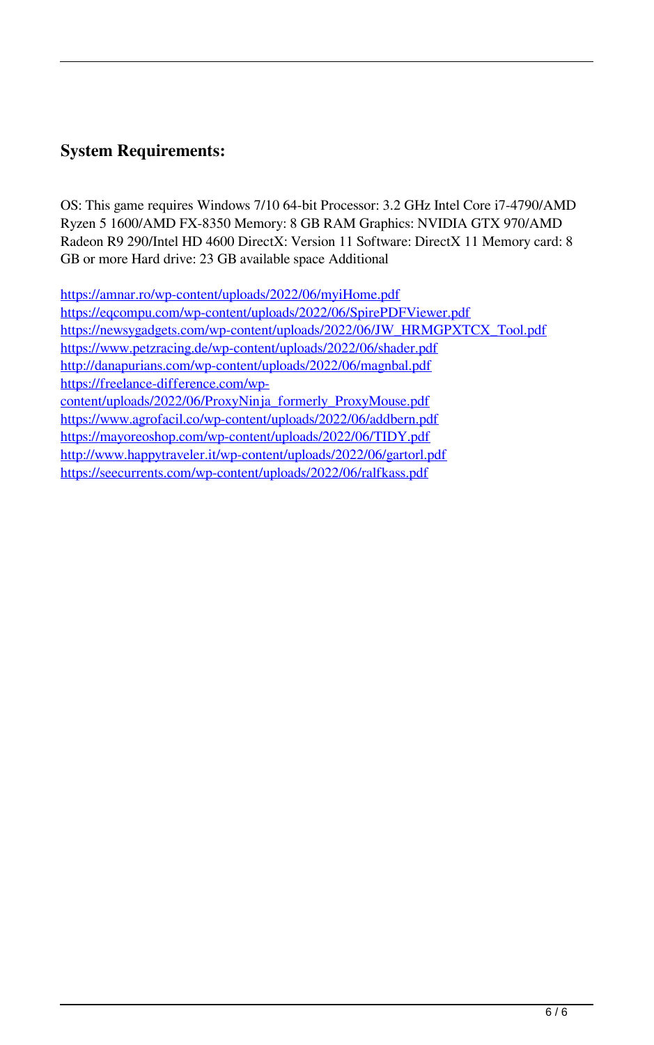## System Requirements:

OS: This game requires Windows 7/10 64-bit Processor: 3.2 GHz Intel Core i7-4790/AMD Ryzen 5 1600/AMD FX-8350 Memory: 8 GB RAM Graphics: NVIDIA GTX 970/AMD Radeon R9 290/Intel HD 4600 DirectX: Version 11 Software: DirectX 11 Memory card: 8 GB or more Hard drive: 23 GB available space Additional

https://amnar.ro/wp-content/uploads/2022/06/myiHome.pdf
https://eqcompu.com/wp-content/uploads/2022/06/SpirePDFViewer.pdf
https://newsygadgets.com/wp-content/uploads/2022/06/JW_HRMGPXTCX_Tool.pdf
https://www.petzracing.de/wp-content/uploads/2022/06/shader.pdf
http://danapurians.com/wp-content/uploads/2022/06/magnbal.pdf
https://freelance-difference.com/wp-content/uploads/2022/06/ProxyNinja_formerly_ProxyMouse.pdf
https://www.agrofacil.co/wp-content/uploads/2022/06/addbern.pdf
https://mayoreoshop.com/wp-content/uploads/2022/06/TIDY.pdf
http://www.happytraveler.it/wp-content/uploads/2022/06/gartorl.pdf
https://seecurrents.com/wp-content/uploads/2022/06/ralfkass.pdf